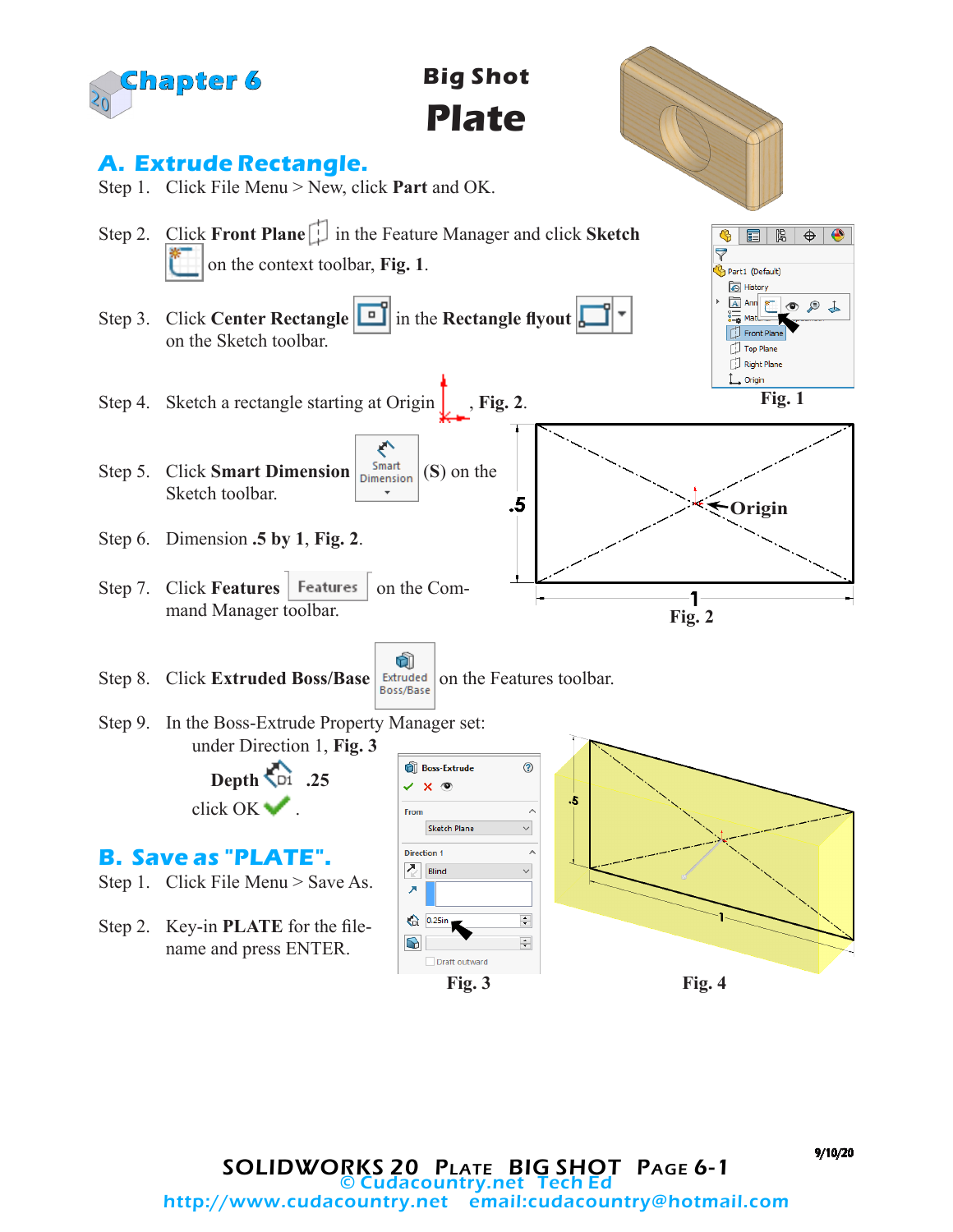# Chapter 6

## Big Shot
# Plate

## A. Extrude Rectangle.

Step 1. Click File Menu > New, click **Part** and OK.

Step 2. Click **Front Plane** in the Feature Manager and click **Sketch** on the context toolbar, **Fig. 1**.

Step 3. Click **Center Rectangle** in the **Rectangle flyout** on the Sketch toolbar.

Step 4. Sketch a rectangle starting at Origin, **Fig. 2**.

Step 5. Click **Smart Dimension** (**S**) on the Sketch toolbar.

Step 6. Dimension **.5 by 1**, **Fig. 2**.

Step 7. Click **Features** on the Command Manager toolbar.

Step 8. Click **Extruded Boss/Base** on the Features toolbar.

Step 9. In the Boss-Extrude Property Manager set: under Direction 1, **Fig. 3**

**Depth** .25

click OK.

Fig. 1

.5

Origin

1

Fig. 2

Boss-Extrude

From

Sketch Plane

Direction 1

Blind

0.25in

Draft outward

Fig. 3

.5

1

Fig. 4

## B. Save as "PLATE".

Step 1. Click File Menu > Save As.

Step 2. Key-in **PLATE** for the filename and press ENTER.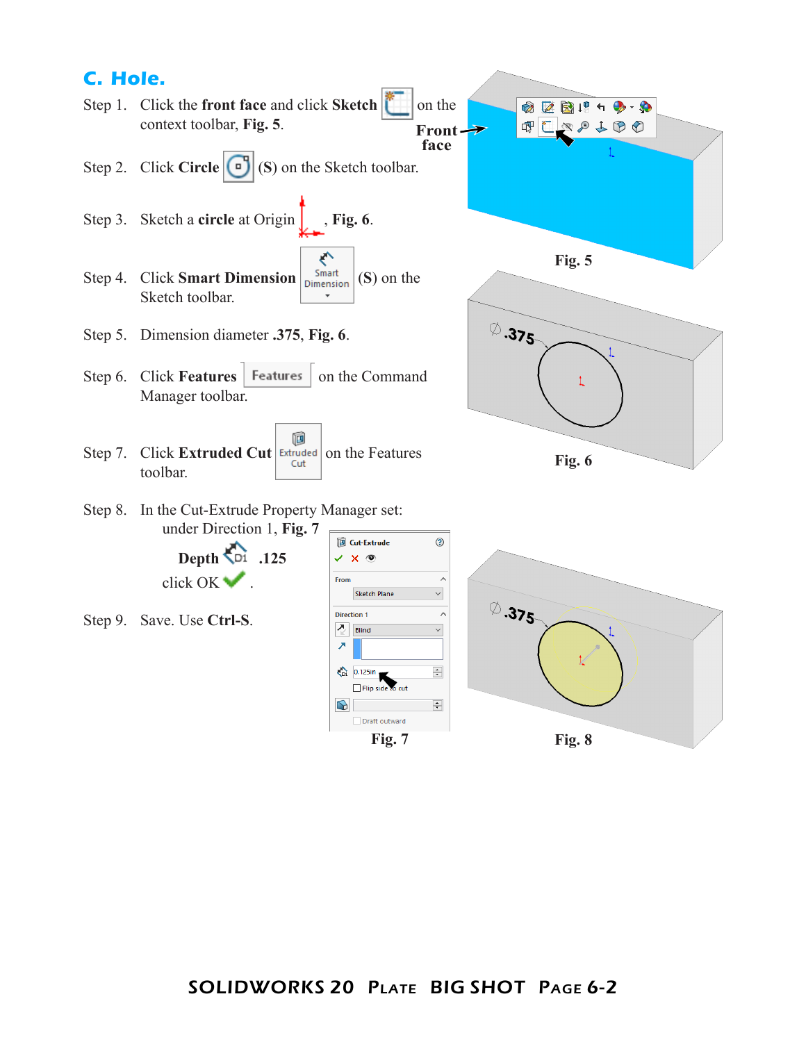## C. Hole.

Step 1. Click the **front face** and click **Sketch** on the context toolbar, **Fig. 5**.

Step 2. Click **Circle** (**S**) on the Sketch toolbar.

Step 3. Sketch a **circle** at Origin, **Fig. 6**.

Step 4. Click **Smart Dimension** (**S**) on the Sketch toolbar.

Step 5. Dimension diameter **.375**, **Fig. 6**.

Step 6. Click **Features** on the Command Manager toolbar.

Step 7. Click **Extruded Cut** on the Features toolbar.

Step 8. In the Cut-Extrude Property Manager set:
under Direction 1, **Fig. 7**

**Depth** .125

click OK .

Step 9. Save. Use **Ctrl-S**.

Front face

Fig. 5

Fig. 6

Fig. 7

Fig. 8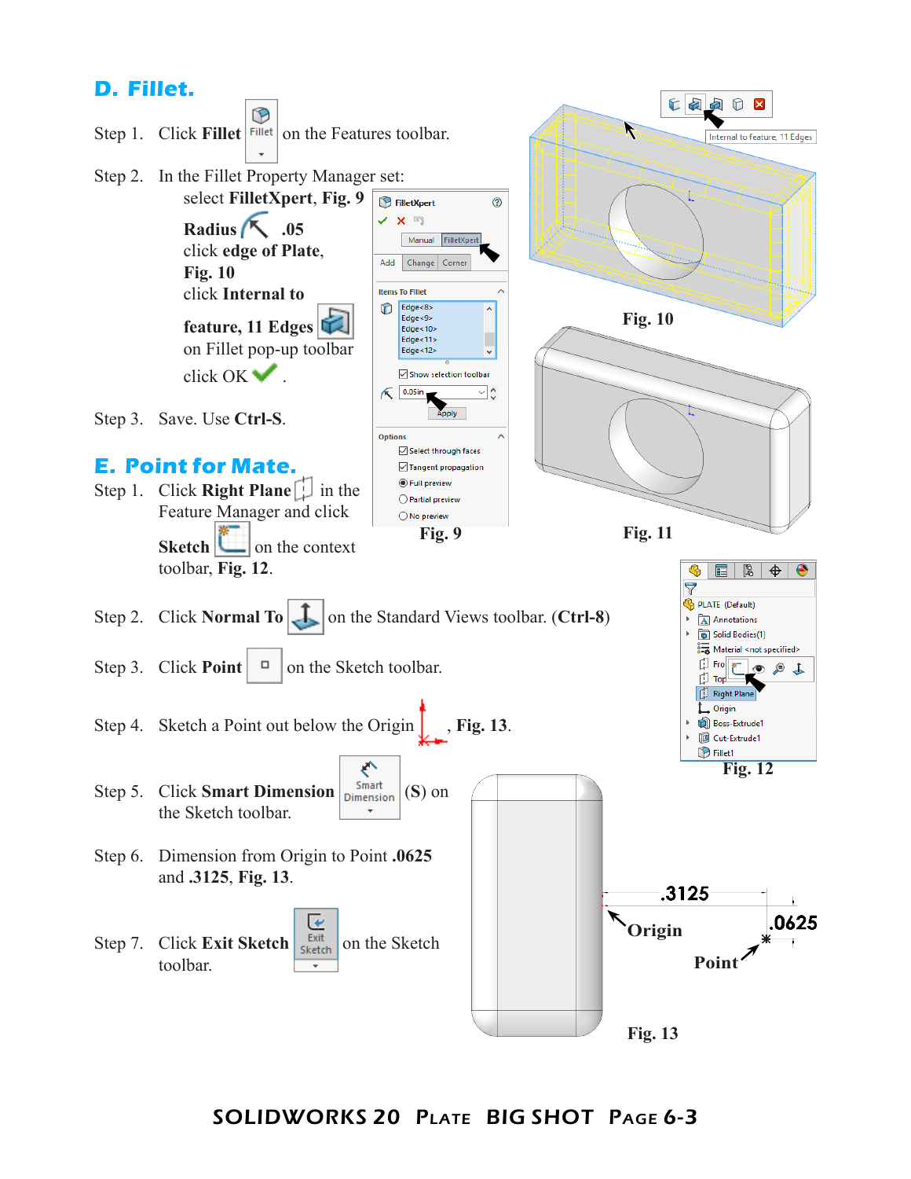## D. Fillet.

Step 1. Click **Fillet** on the Features toolbar.

Step 2. In the Fillet Property Manager set:
select **FilletXpert**, **Fig. 9**
**Radius** **.05**
click **edge of Plate**,
**Fig. 10**
click **Internal to feature, 11 Edges** on Fillet pop-up toolbar
click OK .

Step 3. Save. Use **Ctrl-S**.

Fig. 9

Fig. 10

Fig. 11

## E. Point for Mate.

Step 1. Click **Right Plane** in the Feature Manager and click **Sketch** on the context toolbar, **Fig. 12**.

Step 2. Click **Normal To** on the Standard Views toolbar. (**Ctrl-8**)

Step 3. Click **Point** on the Sketch toolbar.

Step 4. Sketch a Point out below the Origin , **Fig. 13**.

Step 5. Click **Smart Dimension** (**S**) on the Sketch toolbar.

Step 6. Dimension from Origin to Point **.0625** and **.3125**, **Fig. 13**.

Step 7. Click **Exit Sketch** on the Sketch toolbar.

Fig. 12

.3125
.0625
Origin
Point

Fig. 13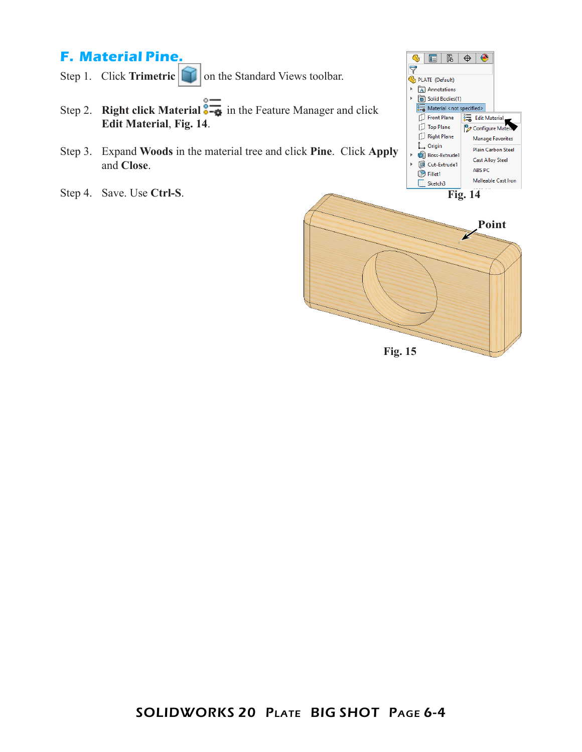## F. Material Pine.

Step 1. Click **Trimetric** on the Standard Views toolbar.

Step 2. **Right click Material** in the Feature Manager and click **Edit Material**, **Fig. 14**.

Step 3. Expand **Woods** in the material tree and click **Pine**. Click **Apply** and **Close**.

Step 4. Save. Use **Ctrl-S**.

**Fig. 14**

**Point**

**Fig. 15**